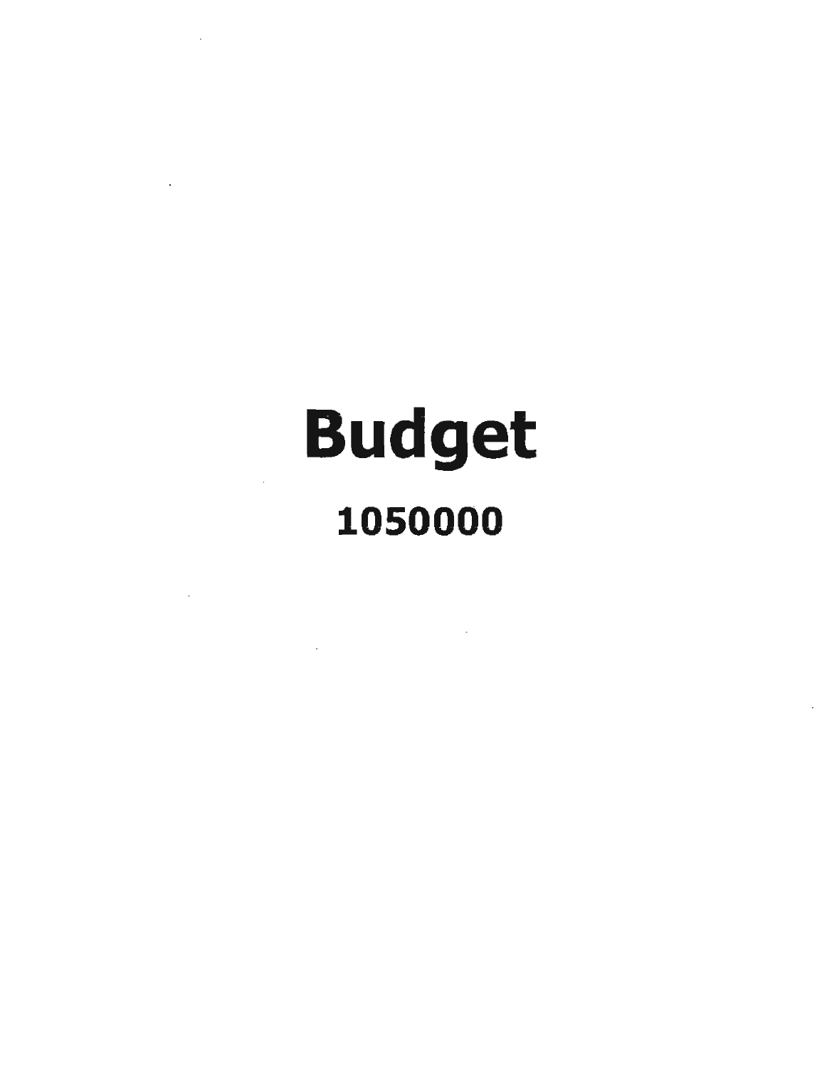# Budget

## 1050000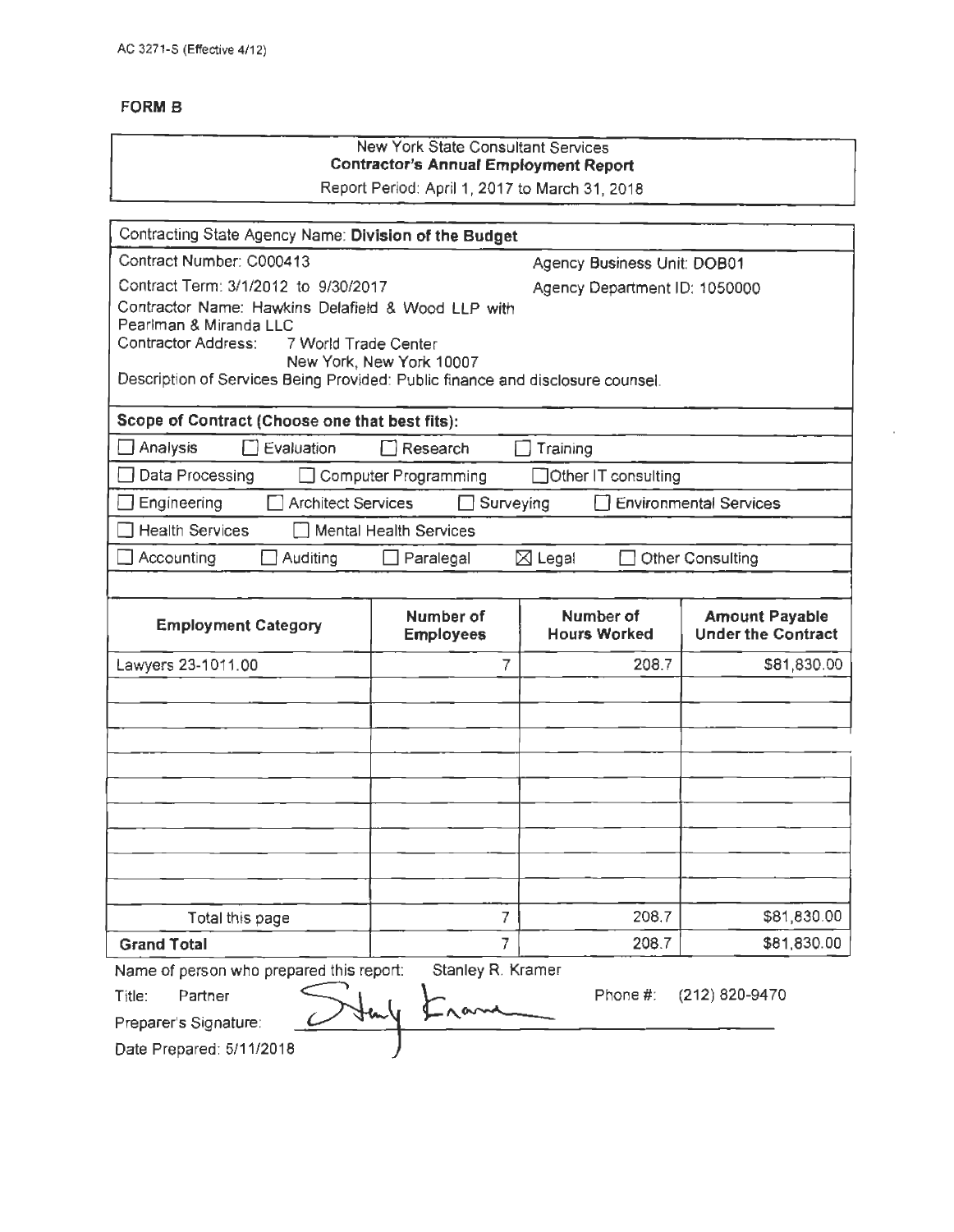AC 3271-S (Effective 4/12)

**FORM B**

New York State Consultant Services
**Contractor's Annual Employment Report**
Report Period: April 1, 2017 to March 31, 2018

Contracting State Agency Name: **Division of the Budget**

Contract Number: C000413 | Agency Business Unit: DOB01

Contract Term: 3/1/2012 to 9/30/2017 | Agency Department ID: 1050000

Contractor Name: Hawkins Delafield & Wood LLP with Pearlman & Miranda LLC

Contractor Address: 7 World Trade Center
New York, New York 10007

Description of Services Being Provided: Public finance and disclosure counsel.

**Scope of Contract (Choose one that best fits):**

☐ Analysis ☐ Evaluation ☐ Research ☐ Training

☐ Data Processing ☐ Computer Programming ☐ Other IT consulting

☐ Engineering ☐ Architect Services ☐ Surveying ☐ Environmental Services

☐ Health Services ☐ Mental Health Services

☐ Accounting ☐ Auditing ☐ Paralegal ☒ Legal ☐ Other Consulting

| Employment Category | Number of Employees | Number of Hours Worked | Amount Payable Under the Contract |
|---|---|---|---|
| Lawyers 23-1011.00 | 7 | 208.7 | $81,830.00 |
| | | | |
| | | | |
| | | | |
| | | | |
| | | | |
| | | | |
| | | | |
| | | | |
| Total this page | 7 | 208.7 | $81,830.00 |
| **Grand Total** | 7 | 208.7 | $81,830.00 |

Name of person who prepared this report: Stanley R. Kramer

Title: Partner

Phone #: (212) 820-9470

Preparer's Signature: Stanley Kramer

Date Prepared: 5/11/2018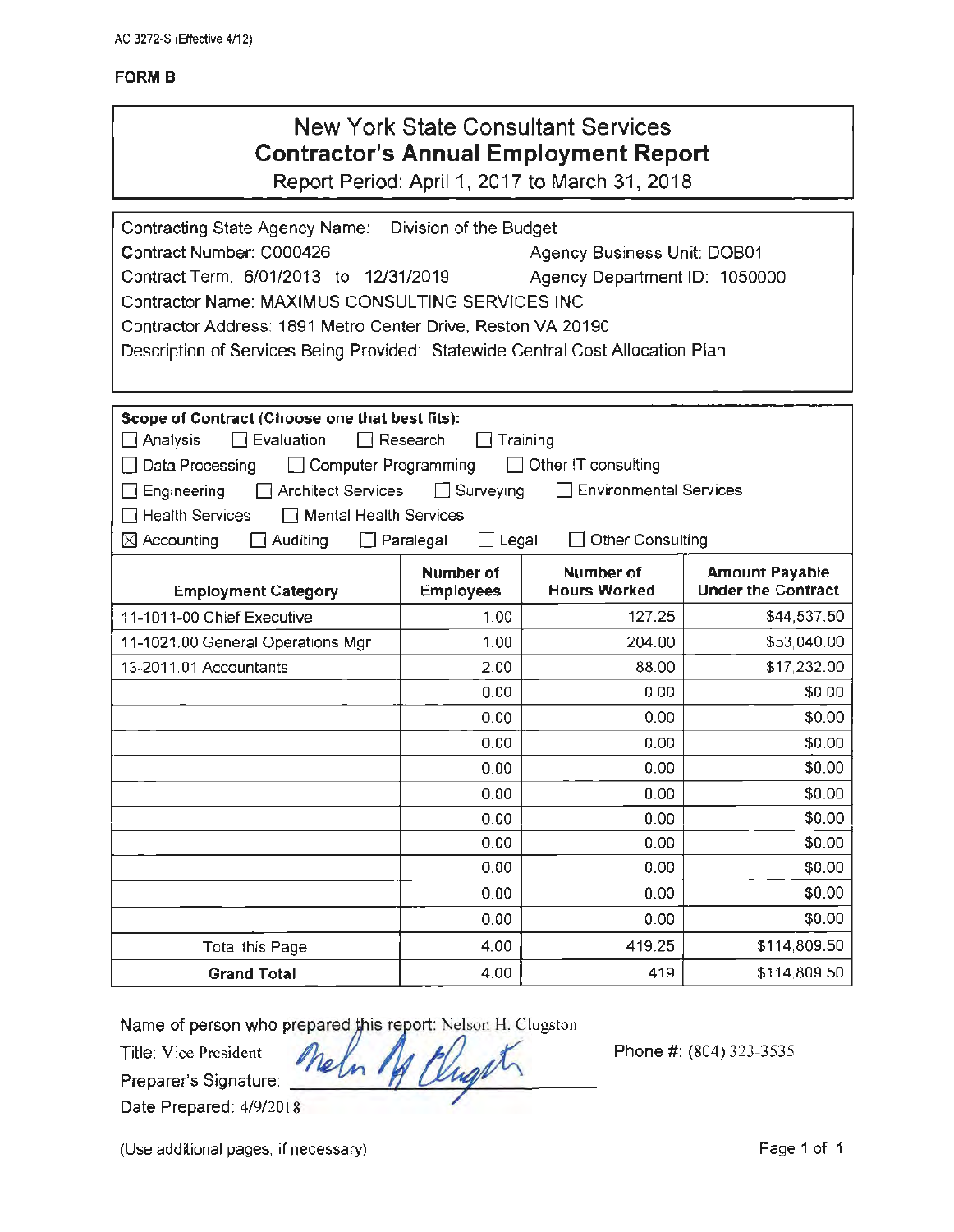AC 3272-S (Effective 4/12)

**FORM B**

# New York State Consultant Services
## Contractor's Annual Employment Report
Report Period: April 1, 2017 to March 31, 2018

Contracting State Agency Name: Division of the Budget
Contract Number: C000426 Agency Business Unit: DOB01
Contract Term: 6/01/2013 to 12/31/2019 Agency Department ID: 1050000
Contractor Name: MAXIMUS CONSULTING SERVICES INC
Contractor Address: 1891 Metro Center Drive, Reston VA 20190
Description of Services Being Provided: Statewide Central Cost Allocation Plan

**Scope of Contract (Choose one that best fits):**

☐ Analysis ☐ Evaluation ☐ Research ☐ Training
☐ Data Processing ☐ Computer Programming ☐ Other IT consulting
☐ Engineering ☐ Architect Services ☐ Surveying ☐ Environmental Services
☐ Health Services ☐ Mental Health Services
☒ Accounting ☐ Auditing ☐ Paralegal ☐ Legal ☐ Other Consulting

| Employment Category | Number of Employees | Number of Hours Worked | Amount Payable Under the Contract |
|---|---|---|---|
| 11-1011-00 Chief Executive | 1.00 | 127.25 | $44,537.50 |
| 11-1021.00 General Operations Mgr | 1.00 | 204.00 | $53,040.00 |
| 13-2011.01 Accountants | 2.00 | 88.00 | $17,232.00 |
| | 0.00 | 0.00 | $0.00 |
| | 0.00 | 0.00 | $0.00 |
| | 0.00 | 0.00 | $0.00 |
| | 0.00 | 0.00 | $0.00 |
| | 0.00 | 0.00 | $0.00 |
| | 0.00 | 0.00 | $0.00 |
| | 0.00 | 0.00 | $0.00 |
| | 0.00 | 0.00 | $0.00 |
| | 0.00 | 0.00 | $0.00 |
| | 0.00 | 0.00 | $0.00 |
| Total this Page | 4.00 | 419.25 | $114,809.50 |
| **Grand Total** | 4.00 | 419 | $114,809.50 |

Name of person who prepared this report: Nelson H. Clugston
Title: Vice President
Phone #: (804) 323-3535
Preparer's Signature: *Nelson H. Clugston*
Date Prepared: 4/9/2018

(Use additional pages, if necessary)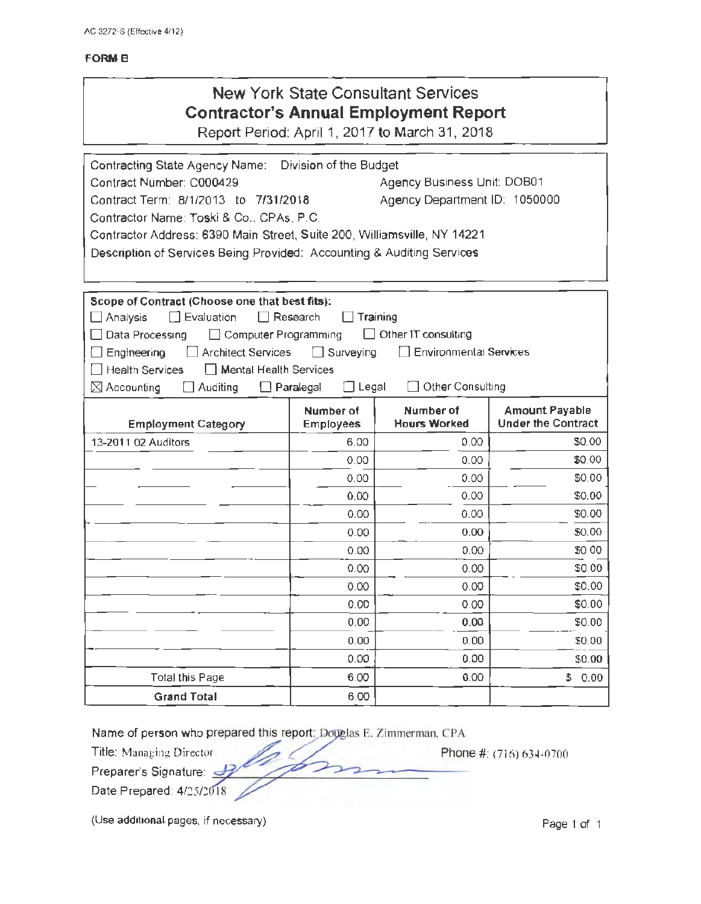AC 3272-S (Effective 4/12)

**FORM B**

# New York State Consultant Services
## Contractor's Annual Employment Report
Report Period: April 1, 2017 to March 31, 2018

Contracting State Agency Name: Division of the Budget
Contract Number: C000429 Agency Business Unit: DOB01
Contract Term: 8/1/2013 to 7/31/2018 Agency Department ID: 1050000
Contractor Name: Toski & Co., CPAs, P.C.
Contractor Address: 6390 Main Street, Suite 200, Williamsville, NY 14221
Description of Services Being Provided: Accounting & Auditing Services

**Scope of Contract (Choose one that best fits):**

☐ Analysis ☐ Evaluation ☐ Research ☐ Training
☐ Data Processing ☐ Computer Programming ☐ Other IT consulting
☐ Engineering ☐ Architect Services ☐ Surveying ☐ Environmental Services
☐ Health Services ☐ Mental Health Services
☒ Accounting ☐ Auditing ☐ Paralegal ☐ Legal ☐ Other Consulting

| Employment Category | Number of Employees | Number of Hours Worked | Amount Payable Under the Contract |
|---|---|---|---|
| 13-2011 02 Auditors | 6.00 | 0.00 | $0.00 |
| | 0.00 | 0.00 | $0.00 |
| | 0.00 | 0.00 | $0.00 |
| | 0.00 | 0.00 | $0.00 |
| | 0.00 | 0.00 | $0.00 |
| | 0.00 | 0.00 | $0.00 |
| | 0.00 | 0.00 | $0.00 |
| | 0.00 | 0.00 | $0.00 |
| | 0.00 | 0.00 | $0.00 |
| | 0.00 | 0.00 | $0.00 |
| | 0.00 | 0.00 | $0.00 |
| | 0.00 | 0.00 | $0.00 |
| | 0.00 | 0.00 | $0.00 |
| Total this Page | 6.00 | 0.00 | $ 0.00 |
| **Grand Total** | 6.00 | | |

Name of person who prepared this report: Douglas E. Zimmerman, CPA
Title: Managing Director Phone #: (716) 634-0700
Preparer's Signature:
Date Prepared: 4/25/2018

(Use additional pages, if necessary)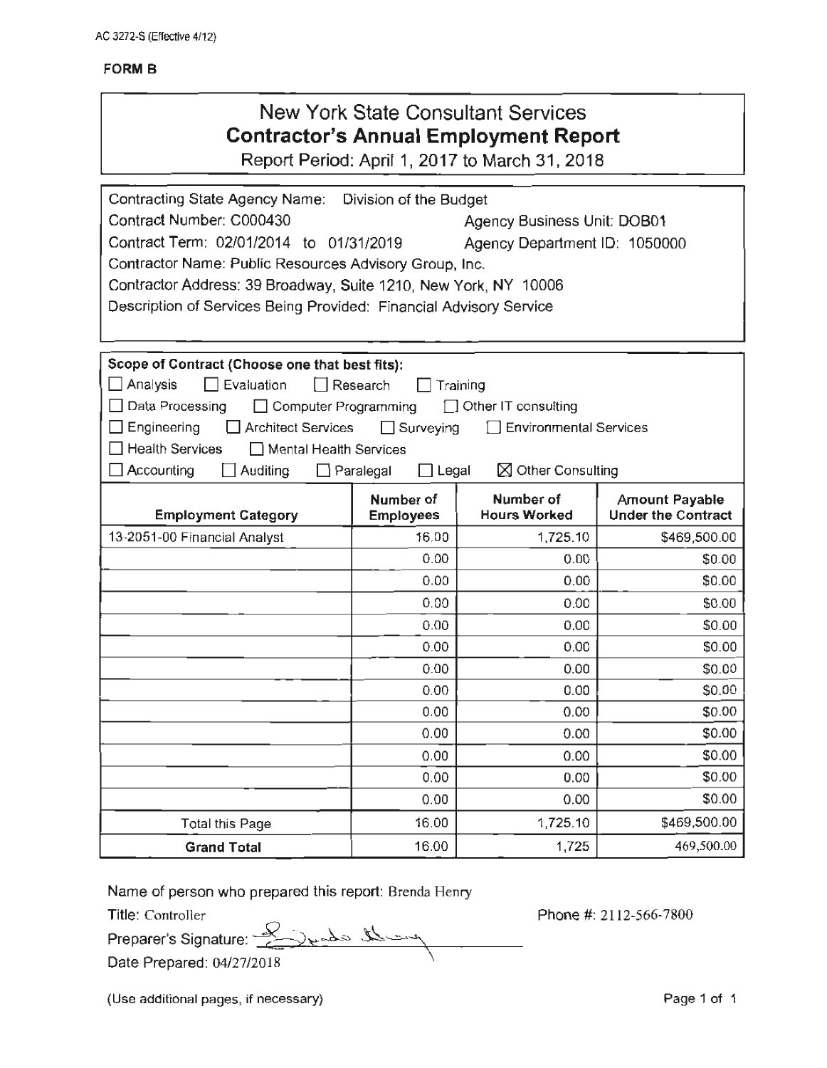AC 3272-S (Effective 4/12)

**FORM B**

# New York State Consultant Services
## Contractor's Annual Employment Report
Report Period: April 1, 2017 to March 31, 2018

Contracting State Agency Name: Division of the Budget
Contract Number: C000430 Agency Business Unit: DOB01
Contract Term: 02/01/2014 to 01/31/2019 Agency Department ID: 1050000
Contractor Name: Public Resources Advisory Group, Inc.
Contractor Address: 39 Broadway, Suite 1210, New York, NY 10006
Description of Services Being Provided: Financial Advisory Service

**Scope of Contract (Choose one that best fits):**
☐ Analysis ☐ Evaluation ☐ Research ☐ Training
☐ Data Processing ☐ Computer Programming ☐ Other IT consulting
☐ Engineering ☐ Architect Services ☐ Surveying ☐ Environmental Services
☐ Health Services ☐ Mental Health Services
☐ Accounting ☐ Auditing ☐ Paralegal ☐ Legal ☒ Other Consulting

| Employment Category | Number of Employees | Number of Hours Worked | Amount Payable Under the Contract |
|---|---|---|---|
| 13-2051-00 Financial Analyst | 16.00 | 1,725.10 | $469,500.00 |
| | 0.00 | 0.00 | $0.00 |
| | 0.00 | 0.00 | $0.00 |
| | 0.00 | 0.00 | $0.00 |
| | 0.00 | 0.00 | $0.00 |
| | 0.00 | 0.00 | $0.00 |
| | 0.00 | 0.00 | $0.00 |
| | 0.00 | 0.00 | $0.00 |
| | 0.00 | 0.00 | $0.00 |
| | 0.00 | 0.00 | $0.00 |
| | 0.00 | 0.00 | $0.00 |
| | 0.00 | 0.00 | $0.00 |
| | 0.00 | 0.00 | $0.00 |
| Total this Page | 16.00 | 1,725.10 | $469,500.00 |
| **Grand Total** | 16.00 | 1,725 | 469,500.00 |

Name of person who prepared this report: Brenda Henry
Title: Controller Phone #: 2112-566-7800
Preparer's Signature: Brenda Henry
Date Prepared: 04/27/2018

(Use additional pages, if necessary)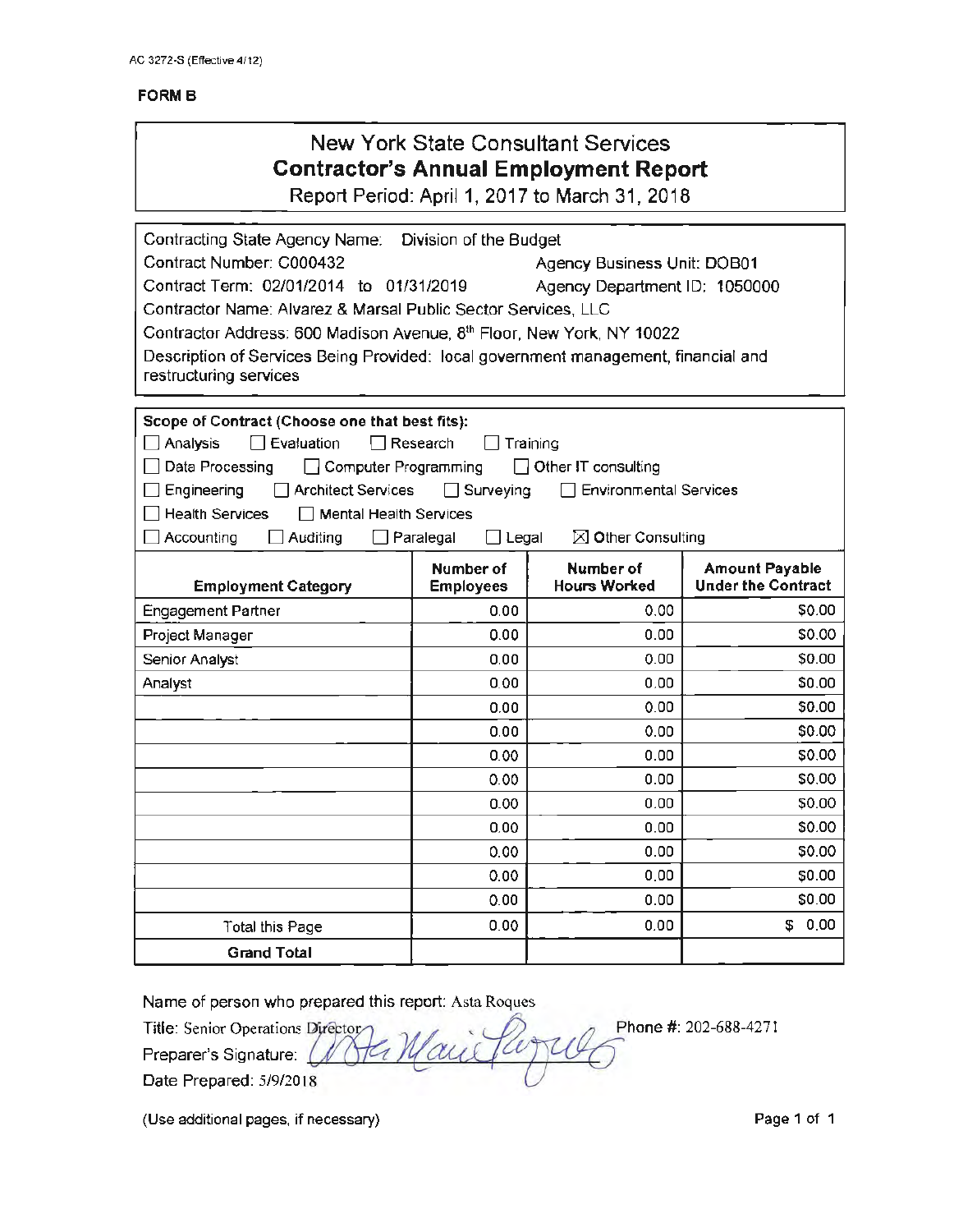AC 3272-S (Effective 4/12)

**FORM B**

# New York State Consultant Services
## Contractor's Annual Employment Report
Report Period: April 1, 2017 to March 31, 2018

Contracting State Agency Name: Division of the Budget
Contract Number: C000432 Agency Business Unit: DOB01
Contract Term: 02/01/2014 to 01/31/2019 Agency Department ID: 1050000
Contractor Name: Alvarez & Marsal Public Sector Services, LLC
Contractor Address: 600 Madison Avenue, 8th Floor, New York, NY 10022
Description of Services Being Provided: local government management, financial and restructuring services

**Scope of Contract (Choose one that best fits):**

☐ Analysis ☐ Evaluation ☐ Research ☐ Training
☐ Data Processing ☐ Computer Programming ☐ Other IT consulting
☐ Engineering ☐ Architect Services ☐ Surveying ☐ Environmental Services
☐ Health Services ☐ Mental Health Services
☐ Accounting ☐ Auditing ☐ Paralegal ☐ Legal ☒ Other Consulting

| Employment Category | Number of Employees | Number of Hours Worked | Amount Payable Under the Contract |
|---|---|---|---|
| Engagement Partner | 0.00 | 0.00 | $0.00 |
| Project Manager | 0.00 | 0.00 | $0.00 |
| Senior Analyst | 0.00 | 0.00 | $0.00 |
| Analyst | 0.00 | 0.00 | $0.00 |
| | 0.00 | 0.00 | $0.00 |
| | 0.00 | 0.00 | $0.00 |
| | 0.00 | 0.00 | $0.00 |
| | 0.00 | 0.00 | $0.00 |
| | 0.00 | 0.00 | $0.00 |
| | 0.00 | 0.00 | $0.00 |
| | 0.00 | 0.00 | $0.00 |
| | 0.00 | 0.00 | $0.00 |
| | 0.00 | 0.00 | $0.00 |
| Total this Page | 0.00 | 0.00 | $ 0.00 |
| **Grand Total** | | | |

Name of person who prepared this report: Asta Roques
Title: Senior Operations Director Phone #: 202-688-4271
Preparer's Signature: Asta Marie Roques
Date Prepared: 5/9/2018

(Use additional pages, if necessary)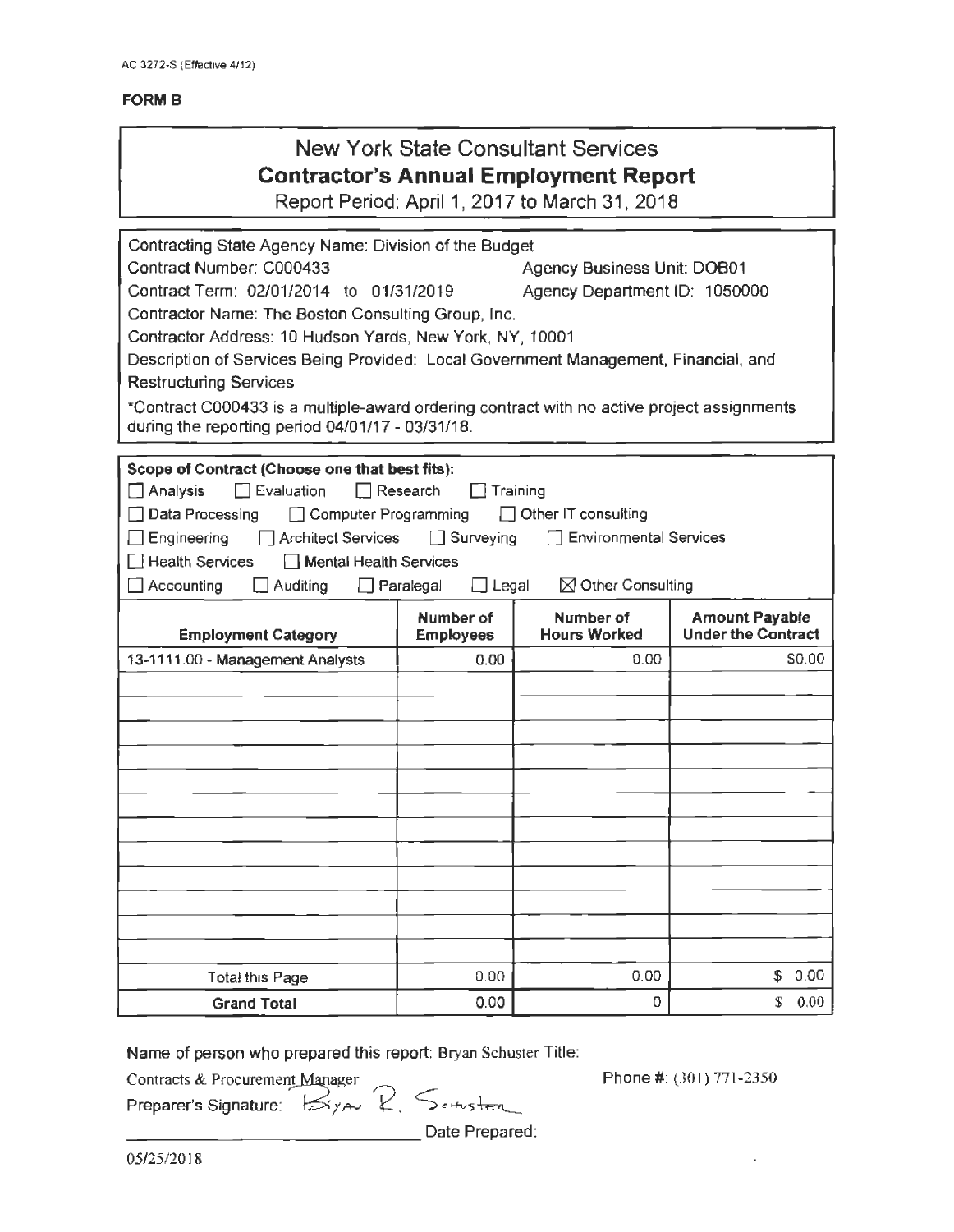AC 3272-S (Effective 4/12)

**FORM B**

# New York State Consultant Services
## Contractor's Annual Employment Report

Report Period: April 1, 2017 to March 31, 2018

Contracting State Agency Name: Division of the Budget

Contract Number: C000433 Agency Business Unit: DOB01

Contract Term: 02/01/2014 to 01/31/2019 Agency Department ID: 1050000

Contractor Name: The Boston Consulting Group, Inc.

Contractor Address: 10 Hudson Yards, New York, NY, 10001

Description of Services Being Provided: Local Government Management, Financial, and Restructuring Services

*Contract C000433 is a multiple-award ordering contract with no active project assignments during the reporting period 04/01/17 - 03/31/18.

**Scope of Contract (Choose one that best fits):**

☐ Analysis ☐ Evaluation ☐ Research ☐ Training
☐ Data Processing ☐ Computer Programming ☐ Other IT consulting
☐ Engineering ☐ Architect Services ☐ Surveying ☐ Environmental Services
☐ Health Services ☐ Mental Health Services
☐ Accounting ☐ Auditing ☐ Paralegal ☐ Legal ☒ Other Consulting

| Employment Category | Number of Employees | Number of Hours Worked | Amount Payable Under the Contract |
|---|---|---|---|
| 13-1111.00 - Management Analysts | 0.00 | 0.00 | $0.00 |
| | | | |
| | | | |
| | | | |
| | | | |
| | | | |
| | | | |
| | | | |
| | | | |
| | | | |
| | | | |
| | | | |
| | | | |
| Total this Page | 0.00 | 0.00 | $ 0.00 |
| **Grand Total** | 0.00 | 0 | $ 0.00 |

Name of person who prepared this report: Bryan Schuster Title:

Contracts & Procurement Manager Phone #: (301) 771-2350

Preparer's Signature: Bryan R. Schuster

Date Prepared:

05/25/2018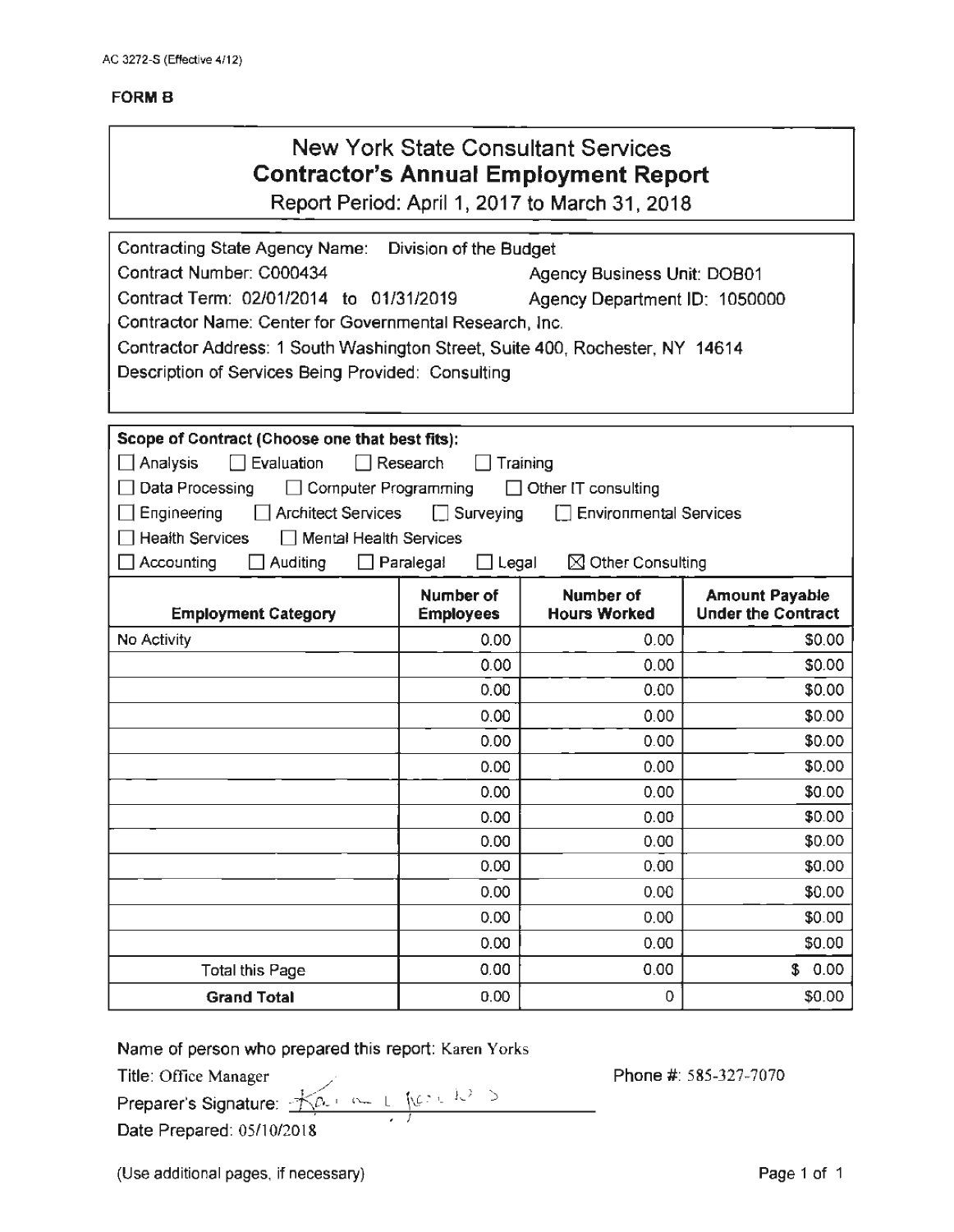AC 3272-S (Effective 4/12)

**FORM B**

# New York State Consultant Services
## Contractor's Annual Employment Report
Report Period: April 1, 2017 to March 31, 2018

Contracting State Agency Name: Division of the Budget
Contract Number: C000434 Agency Business Unit: DOB01
Contract Term: 02/01/2014 to 01/31/2019 Agency Department ID: 1050000
Contractor Name: Center for Governmental Research, Inc.
Contractor Address: 1 South Washington Street, Suite 400, Rochester, NY 14614
Description of Services Being Provided: Consulting

**Scope of Contract (Choose one that best fits):**

☐ Analysis ☐ Evaluation ☐ Research ☐ Training
☐ Data Processing ☐ Computer Programming ☐ Other IT consulting
☐ Engineering ☐ Architect Services ☐ Surveying ☐ Environmental Services
☐ Health Services ☐ Mental Health Services
☐ Accounting ☐ Auditing ☐ Paralegal ☐ Legal ☒ Other Consulting

| Employment Category | Number of Employees | Number of Hours Worked | Amount Payable Under the Contract |
|---|---|---|---|
| No Activity | 0.00 | 0.00 | $0.00 |
| | 0.00 | 0.00 | $0.00 |
| | 0.00 | 0.00 | $0.00 |
| | 0.00 | 0.00 | $0.00 |
| | 0.00 | 0.00 | $0.00 |
| | 0.00 | 0.00 | $0.00 |
| | 0.00 | 0.00 | $0.00 |
| | 0.00 | 0.00 | $0.00 |
| | 0.00 | 0.00 | $0.00 |
| | 0.00 | 0.00 | $0.00 |
| | 0.00 | 0.00 | $0.00 |
| | 0.00 | 0.00 | $0.00 |
| | 0.00 | 0.00 | $0.00 |
| Total this Page | 0.00 | 0.00 | $ 0.00 |
| **Grand Total** | 0.00 | 0 | $0.00 |

Name of person who prepared this report: Karen Yorks
Title: Office Manager Phone #: 585-327-7070
Preparer's Signature: Karen L Yorks
Date Prepared: 05/10/2018

(Use additional pages, if necessary)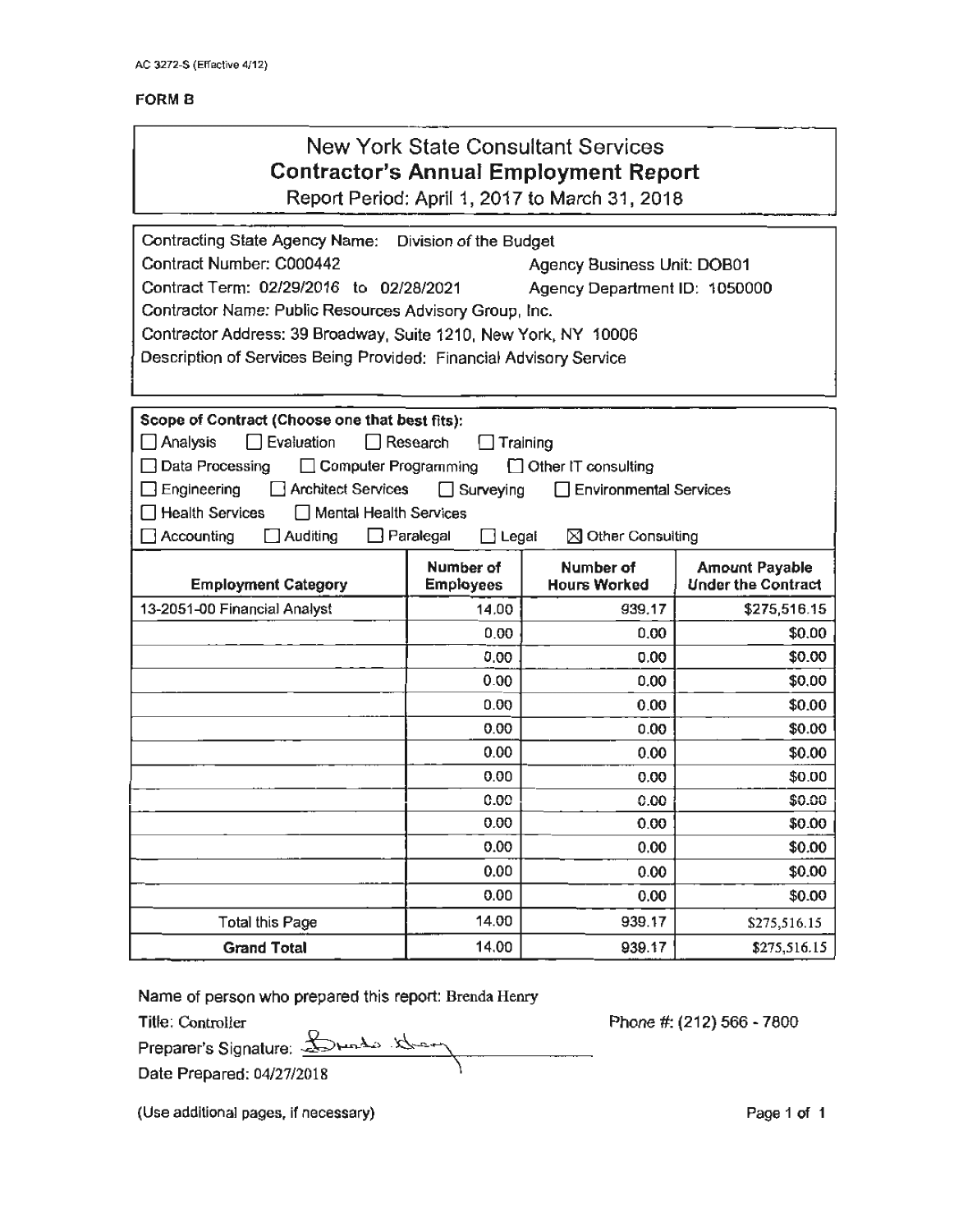AC 3272-S (Effective 4/12)

**FORM B**

# New York State Consultant Services
## Contractor's Annual Employment Report
Report Period: April 1, 2017 to March 31, 2018

Contracting State Agency Name: Division of the Budget
Contract Number: C000442 Agency Business Unit: DOB01
Contract Term: 02/29/2016 to 02/28/2021 Agency Department ID: 1050000
Contractor Name: Public Resources Advisory Group, Inc.
Contractor Address: 39 Broadway, Suite 1210, New York, NY 10006
Description of Services Being Provided: Financial Advisory Service

**Scope of Contract (Choose one that best fits):**
☐ Analysis ☐ Evaluation ☐ Research ☐ Training
☐ Data Processing ☐ Computer Programming ☐ Other IT consulting
☐ Engineering ☐ Architect Services ☐ Surveying ☐ Environmental Services
☐ Health Services ☐ Mental Health Services
☐ Accounting ☐ Auditing ☐ Paralegal ☐ Legal ☒ Other Consulting

| Employment Category | Number of Employees | Number of Hours Worked | Amount Payable Under the Contract |
|---|---|---|---|
| 13-2051-00 Financial Analyst | 14.00 | 939.17 | $275,516.15 |
| | 0.00 | 0.00 | $0.00 |
| | 0.00 | 0.00 | $0.00 |
| | 0.00 | 0.00 | $0.00 |
| | 0.00 | 0.00 | $0.00 |
| | 0.00 | 0.00 | $0.00 |
| | 0.00 | 0.00 | $0.00 |
| | 0.00 | 0.00 | $0.00 |
| | 0.00 | 0.00 | $0.00 |
| | 0.00 | 0.00 | $0.00 |
| | 0.00 | 0.00 | $0.00 |
| | 0.00 | 0.00 | $0.00 |
| | 0.00 | 0.00 | $0.00 |
| Total this Page | 14.00 | 939.17 | $275,516.15 |
| **Grand Total** | 14.00 | 939.17 | $275,516.15 |

Name of person who prepared this report: Brenda Henry
Title: Controller Phone #: (212) 566 - 7800
Preparer's Signature: Brenda Henry
Date Prepared: 04/27/2018

(Use additional pages, if necessary)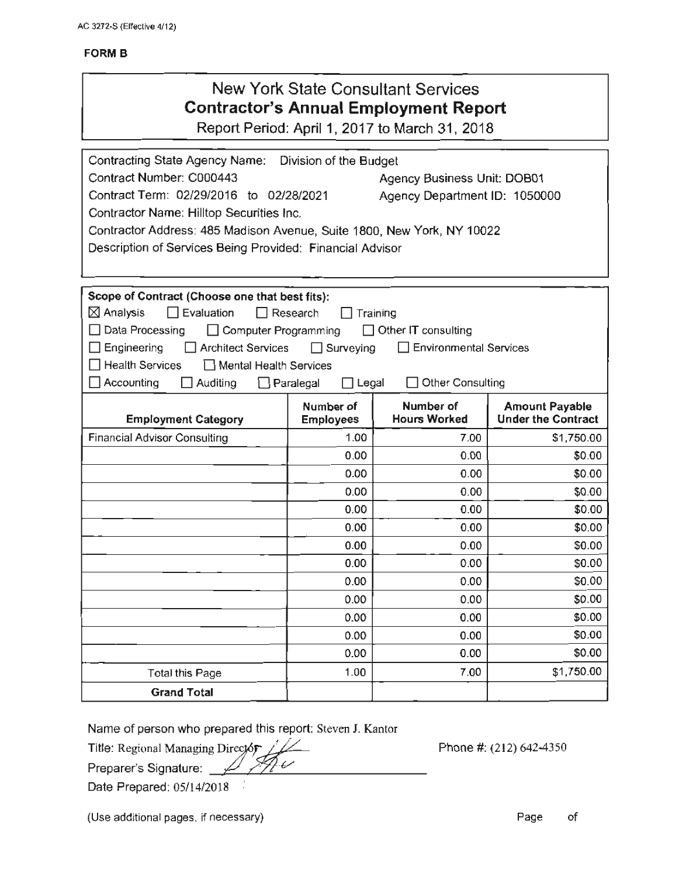AC 3272-S (Effective 4/12)

**FORM B**

# New York State Consultant Services
## Contractor's Annual Employment Report

Report Period: April 1, 2017 to March 31, 2018

Contracting State Agency Name: Division of the Budget
Contract Number: C000443 Agency Business Unit: DOB01
Contract Term: 02/29/2016 to 02/28/2021 Agency Department ID: 1050000
Contractor Name: Hilltop Securities Inc.
Contractor Address: 485 Madison Avenue, Suite 1800, New York, NY 10022
Description of Services Being Provided: Financial Advisor

**Scope of Contract (Choose one that best fits):**

- ☒ Analysis ☐ Evaluation ☐ Research ☐ Training
- ☐ Data Processing ☐ Computer Programming ☐ Other IT consulting
- ☐ Engineering ☐ Architect Services ☐ Surveying ☐ Environmental Services
- ☐ Health Services ☐ Mental Health Services
- ☐ Accounting ☐ Auditing ☐ Paralegal ☐ Legal ☐ Other Consulting

| Employment Category | Number of Employees | Number of Hours Worked | Amount Payable Under the Contract |
|---|---|---|---|
| Financial Advisor Consulting | 1.00 | 7.00 | $1,750.00 |
| | 0.00 | 0.00 | $0.00 |
| | 0.00 | 0.00 | $0.00 |
| | 0.00 | 0.00 | $0.00 |
| | 0.00 | 0.00 | $0.00 |
| | 0.00 | 0.00 | $0.00 |
| | 0.00 | 0.00 | $0.00 |
| | 0.00 | 0.00 | $0.00 |
| | 0.00 | 0.00 | $0.00 |
| | 0.00 | 0.00 | $0.00 |
| | 0.00 | 0.00 | $0.00 |
| | 0.00 | 0.00 | $0.00 |
| | 0.00 | 0.00 | $0.00 |
| Total this Page | 1.00 | 7.00 | $1,750.00 |
| **Grand Total** | | | |

Name of person who prepared this report: Steven J. Kantor
Title: Regional Managing Director Phone #: (212) 642-4350
Preparer's Signature: [signature]
Date Prepared: 05/14/2018

(Use additional pages, if necessary) Page of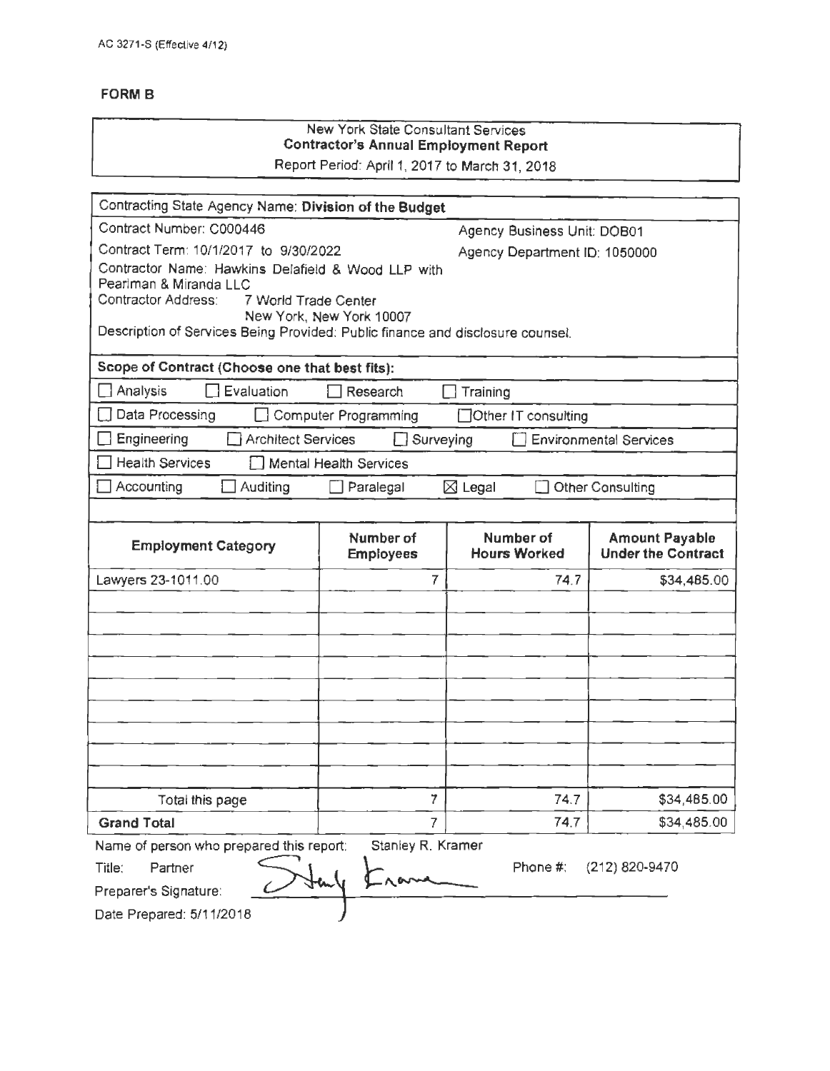AC 3271-S (Effective 4/12)

**FORM B**

New York State Consultant Services
**Contractor's Annual Employment Report**
Report Period: April 1, 2017 to March 31, 2018

Contracting State Agency Name: **Division of the Budget**

Contract Number: C000446 — Agency Business Unit: DOB01

Contract Term: 10/1/2017 to 9/30/2022 — Agency Department ID: 1050000

Contractor Name: Hawkins Delafield & Wood LLP with Pearlman & Miranda LLC

Contractor Address: 7 World Trade Center, New York, New York 10007

Description of Services Being Provided: Public finance and disclosure counsel.

**Scope of Contract (Choose one that best fits):**

- ☐ Analysis ☐ Evaluation ☐ Research ☐ Training
- ☐ Data Processing ☐ Computer Programming ☐ Other IT consulting
- ☐ Engineering ☐ Architect Services ☐ Surveying ☐ Environmental Services
- ☐ Health Services ☐ Mental Health Services
- ☐ Accounting ☐ Auditing ☐ Paralegal ☒ Legal ☐ Other Consulting

| Employment Category | Number of Employees | Number of Hours Worked | Amount Payable Under the Contract |
|---|---|---|---|
| Lawyers 23-1011.00 | 7 | 74.7 | $34,485.00 |
| | | | |
| | | | |
| | | | |
| | | | |
| | | | |
| | | | |
| | | | |
| | | | |
| Total this page | 7 | 74.7 | $34,485.00 |
| **Grand Total** | 7 | 74.7 | $34,485.00 |

Name of person who prepared this report: Stanley R. Kramer

Title: Partner — Phone #: (212) 820-9470

Preparer's Signature: [signature]

Date Prepared: 5/11/2018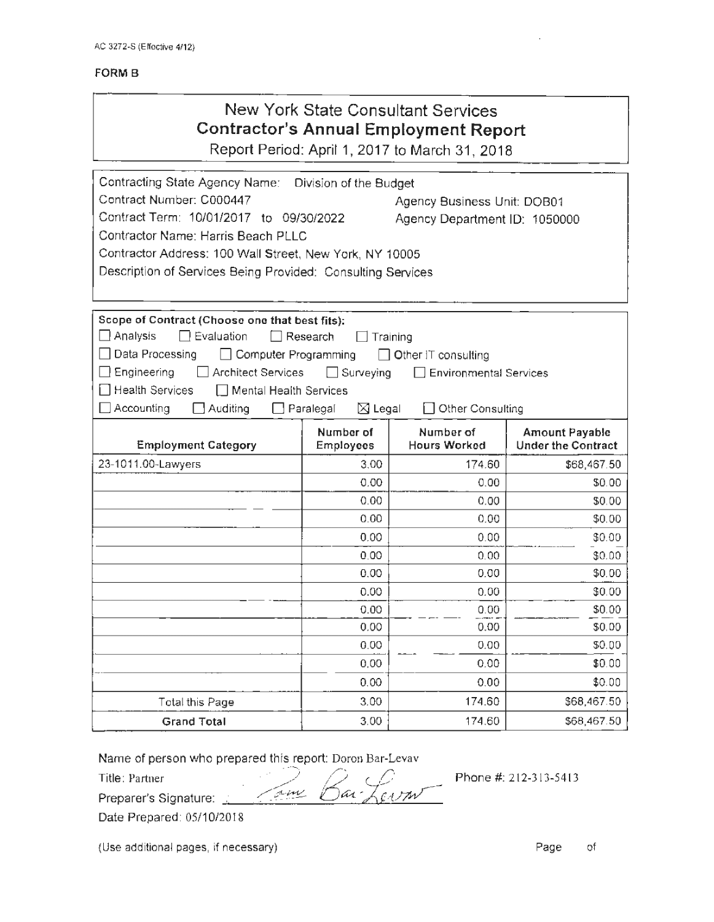AC 3272-S (Effective 4/12)

**FORM B**

# New York State Consultant Services
## Contractor's Annual Employment Report

Report Period: April 1, 2017 to March 31, 2018

Contracting State Agency Name: Division of the Budget
Contract Number: C000447 Agency Business Unit: DOB01
Contract Term: 10/01/2017 to 09/30/2022 Agency Department ID: 1050000
Contractor Name: Harris Beach PLLC
Contractor Address: 100 Wall Street, New York, NY 10005
Description of Services Being Provided: Consulting Services

**Scope of Contract (Choose one that best fits):**

☐ Analysis ☐ Evaluation ☐ Research ☐ Training
☐ Data Processing ☐ Computer Programming ☐ Other IT consulting
☐ Engineering ☐ Architect Services ☐ Surveying ☐ Environmental Services
☐ Health Services ☐ Mental Health Services
☐ Accounting ☐ Auditing ☐ Paralegal ☒ Legal ☐ Other Consulting

| Employment Category | Number of Employees | Number of Hours Worked | Amount Payable Under the Contract |
|---|---|---|---|
| 23-1011.00-Lawyers | 3.00 | 174.60 | $68,467.50 |
| | 0.00 | 0.00 | $0.00 |
| | 0.00 | 0.00 | $0.00 |
| | 0.00 | 0.00 | $0.00 |
| | 0.00 | 0.00 | $0.00 |
| | 0.00 | 0.00 | $0.00 |
| | 0.00 | 0.00 | $0.00 |
| | 0.00 | 0.00 | $0.00 |
| | 0.00 | 0.00 | $0.00 |
| | 0.00 | 0.00 | $0.00 |
| | 0.00 | 0.00 | $0.00 |
| | 0.00 | 0.00 | $0.00 |
| | 0.00 | 0.00 | $0.00 |
| Total this Page | 3.00 | 174.60 | $68,467.50 |
| **Grand Total** | 3.00 | 174.60 | $68,467.50 |

Name of person who prepared this report: Doron Bar-Levav
Title: Partner Phone #: 212-313-5413
Preparer's Signature: Doron Bar-Levav
Date Prepared: 05/10/2018

(Use additional pages, if necessary) Page of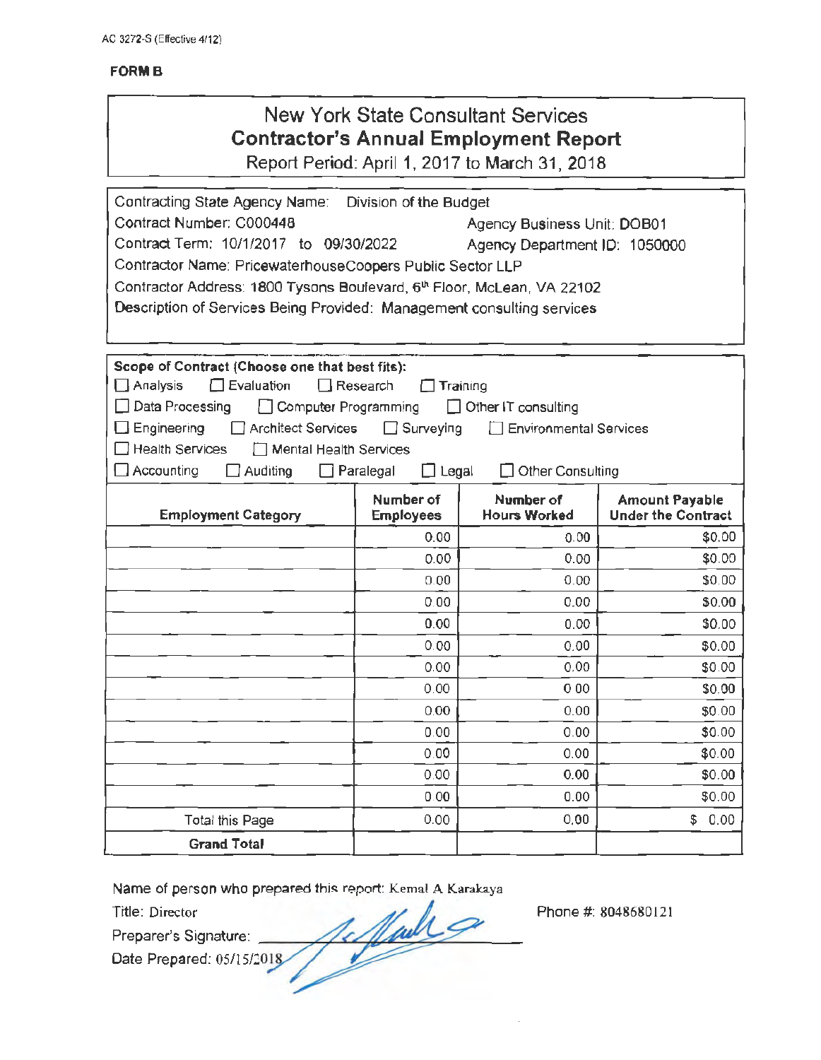AC 3272-S (Effective 4/12)

**FORM B**

# New York State Consultant Services
## Contractor's Annual Employment Report
Report Period: April 1, 2017 to March 31, 2018

Contracting State Agency Name: Division of the Budget

Contract Number: C000448 Agency Business Unit: DOB01

Contract Term: 10/1/2017 to 09/30/2022 Agency Department ID: 1050000

Contractor Name: PricewaterhouseCoopers Public Sector LLP

Contractor Address: 1800 Tysons Boulevard, 6th Floor, McLean, VA 22102

Description of Services Being Provided: Management consulting services

**Scope of Contract (Choose one that best fits):**

☐ Analysis ☐ Evaluation ☐ Research ☐ Training
☐ Data Processing ☐ Computer Programming ☐ Other IT consulting
☐ Engineering ☐ Architect Services ☐ Surveying ☐ Environmental Services
☐ Health Services ☐ Mental Health Services
☐ Accounting ☐ Auditing ☐ Paralegal ☐ Legal ☐ Other Consulting

| Employment Category | Number of Employees | Number of Hours Worked | Amount Payable Under the Contract |
|---|---|---|---|
| | 0.00 | 0.00 | $0.00 |
| | 0.00 | 0.00 | $0.00 |
| | 0.00 | 0.00 | $0.00 |
| | 0.00 | 0.00 | $0.00 |
| | 0.00 | 0.00 | $0.00 |
| | 0.00 | 0.00 | $0.00 |
| | 0.00 | 0.00 | $0.00 |
| | 0.00 | 0.00 | $0.00 |
| | 0.00 | 0.00 | $0.00 |
| | 0.00 | 0.00 | $0.00 |
| | 0.00 | 0.00 | $0.00 |
| | 0.00 | 0.00 | $0.00 |
| | 0.00 | 0.00 | $0.00 |
| Total this Page | 0.00 | 0.00 | $ 0.00 |
| **Grand Total** | | | |

Name of person who prepared this report: Kemal A Karakaya

Title: Director

Preparer's Signature: [signature]

Phone #: 8048680121

Date Prepared: 05/15/2018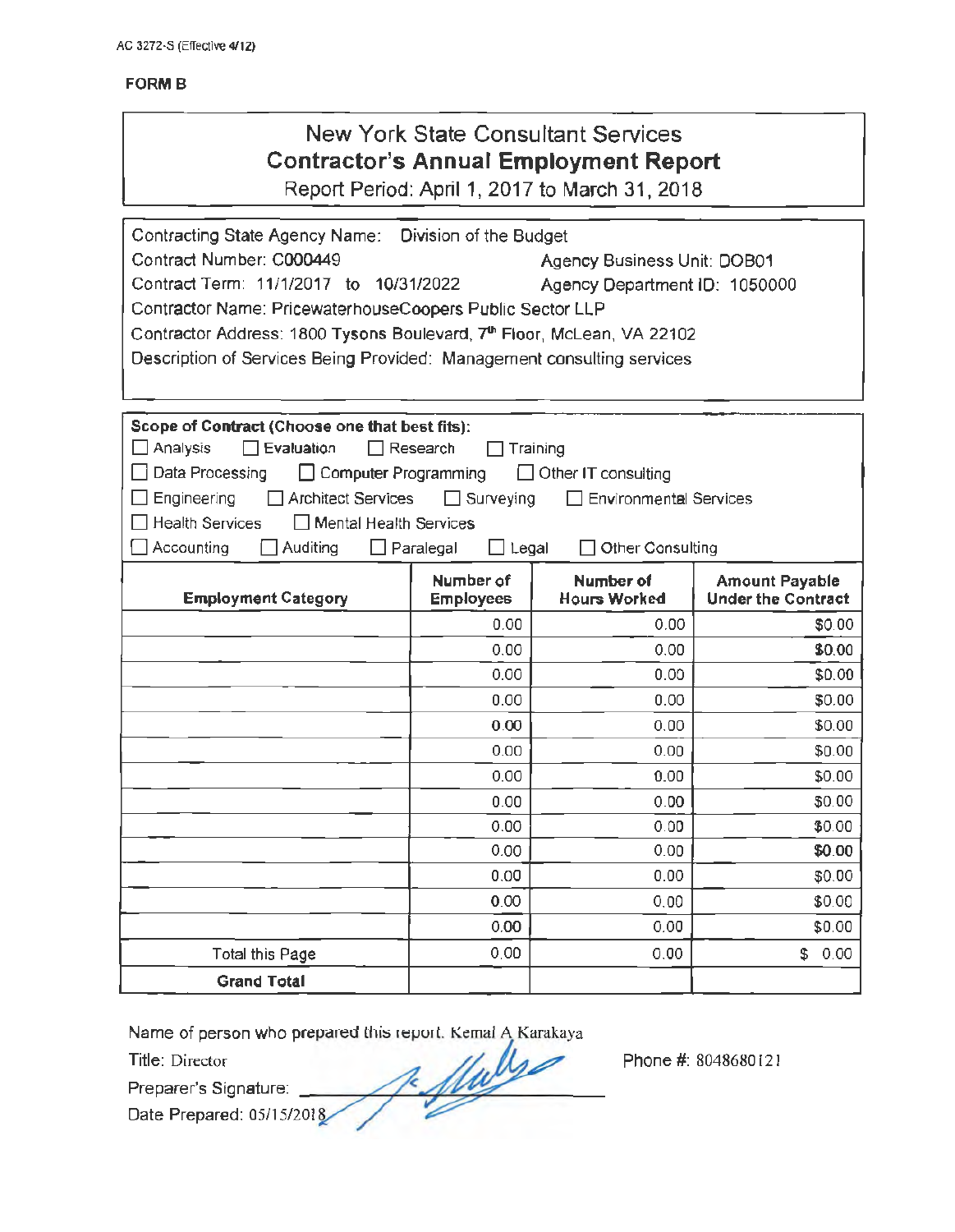AC 3272-S (Effective 4/12)

**FORM B**

## New York State Consultant Services
## Contractor's Annual Employment Report
Report Period: April 1, 2017 to March 31, 2018

Contracting State Agency Name: Division of the Budget
Contract Number: C000449 Agency Business Unit: DOB01
Contract Term: 11/1/2017 to 10/31/2022 Agency Department ID: 1050000
Contractor Name: PricewaterhouseCoopers Public Sector LLP
Contractor Address: 1800 Tysons Boulevard, 7th Floor, McLean, VA 22102
Description of Services Being Provided: Management consulting services

**Scope of Contract (Choose one that best fits):**
☐ Analysis ☐ Evaluation ☐ Research ☐ Training
☐ Data Processing ☐ Computer Programming ☐ Other IT consulting
☐ Engineering ☐ Architect Services ☐ Surveying ☐ Environmental Services
☐ Health Services ☐ Mental Health Services
☐ Accounting ☐ Auditing ☐ Paralegal ☐ Legal ☐ Other Consulting

| Employment Category | Number of Employees | Number of Hours Worked | Amount Payable Under the Contract |
|---|---|---|---|
| | 0.00 | 0.00 | $0.00 |
| | 0.00 | 0.00 | $0.00 |
| | 0.00 | 0.00 | $0.00 |
| | 0.00 | 0.00 | $0.00 |
| | 0.00 | 0.00 | $0.00 |
| | 0.00 | 0.00 | $0.00 |
| | 0.00 | 0.00 | $0.00 |
| | 0.00 | 0.00 | $0.00 |
| | 0.00 | 0.00 | $0.00 |
| | 0.00 | 0.00 | $0.00 |
| | 0.00 | 0.00 | $0.00 |
| | 0.00 | 0.00 | $0.00 |
| | 0.00 | 0.00 | $0.00 |
| Total this Page | 0.00 | 0.00 | $ 0.00 |
| **Grand Total** | | | |

Name of person who prepared this report: Kemal A Karakaya
Title: Director
Preparer's Signature: [signature]
Date Prepared: 05/15/2018

Phone #: 8048680121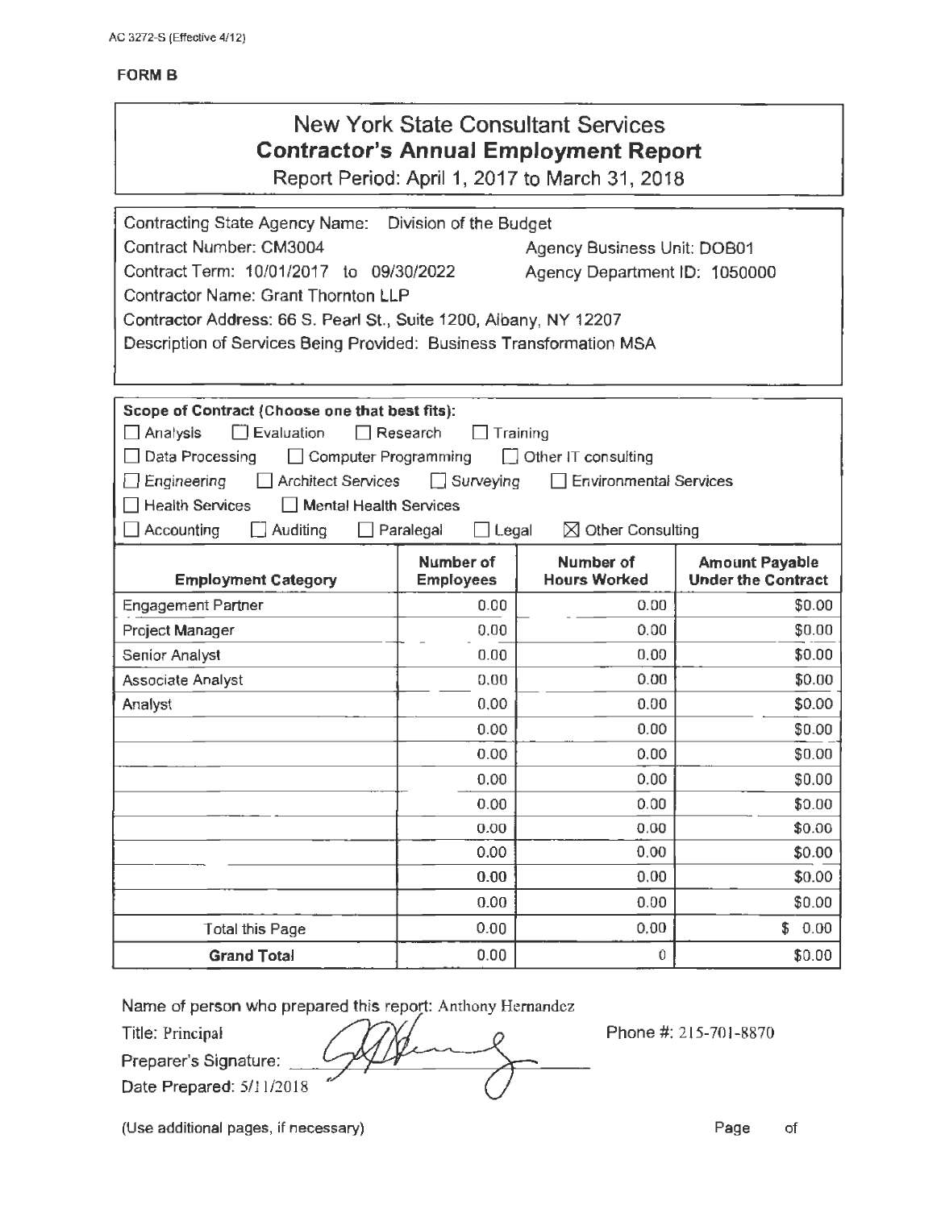AC 3272-S (Effective 4/12)

**FORM B**

# New York State Consultant Services
## Contractor's Annual Employment Report

Report Period: April 1, 2017 to March 31, 2018

Contracting State Agency Name: Division of the Budget
Contract Number: CM3004 Agency Business Unit: DOB01
Contract Term: 10/01/2017 to 09/30/2022 Agency Department ID: 1050000
Contractor Name: Grant Thornton LLP
Contractor Address: 66 S. Pearl St., Suite 1200, Albany, NY 12207
Description of Services Being Provided: Business Transformation MSA

**Scope of Contract (Choose one that best fits):**

☐ Analysis ☐ Evaluation ☐ Research ☐ Training
☐ Data Processing ☐ Computer Programming ☐ Other IT consulting
☐ Engineering ☐ Architect Services ☐ Surveying ☐ Environmental Services
☐ Health Services ☐ Mental Health Services
☐ Accounting ☐ Auditing ☐ Paralegal ☐ Legal ☒ Other Consulting

| Employment Category | Number of Employees | Number of Hours Worked | Amount Payable Under the Contract |
|---|---|---|---|
| Engagement Partner | 0.00 | 0.00 | $0.00 |
| Project Manager | 0.00 | 0.00 | $0.00 |
| Senior Analyst | 0.00 | 0.00 | $0.00 |
| Associate Analyst | 0.00 | 0.00 | $0.00 |
| Analyst | 0.00 | 0.00 | $0.00 |
| | 0.00 | 0.00 | $0.00 |
| | 0.00 | 0.00 | $0.00 |
| | 0.00 | 0.00 | $0.00 |
| | 0.00 | 0.00 | $0.00 |
| | 0.00 | 0.00 | $0.00 |
| | 0.00 | 0.00 | $0.00 |
| | 0.00 | 0.00 | $0.00 |
| | 0.00 | 0.00 | $0.00 |
| Total this Page | 0.00 | 0.00 | $ 0.00 |
| **Grand Total** | 0.00 | 0 | $0.00 |

Name of person who prepared this report: Anthony Hernandez
Title: Principal Phone #: 215-701-8870
Preparer's Signature:
Date Prepared: 5/11/2018

(Use additional pages, if necessary) Page of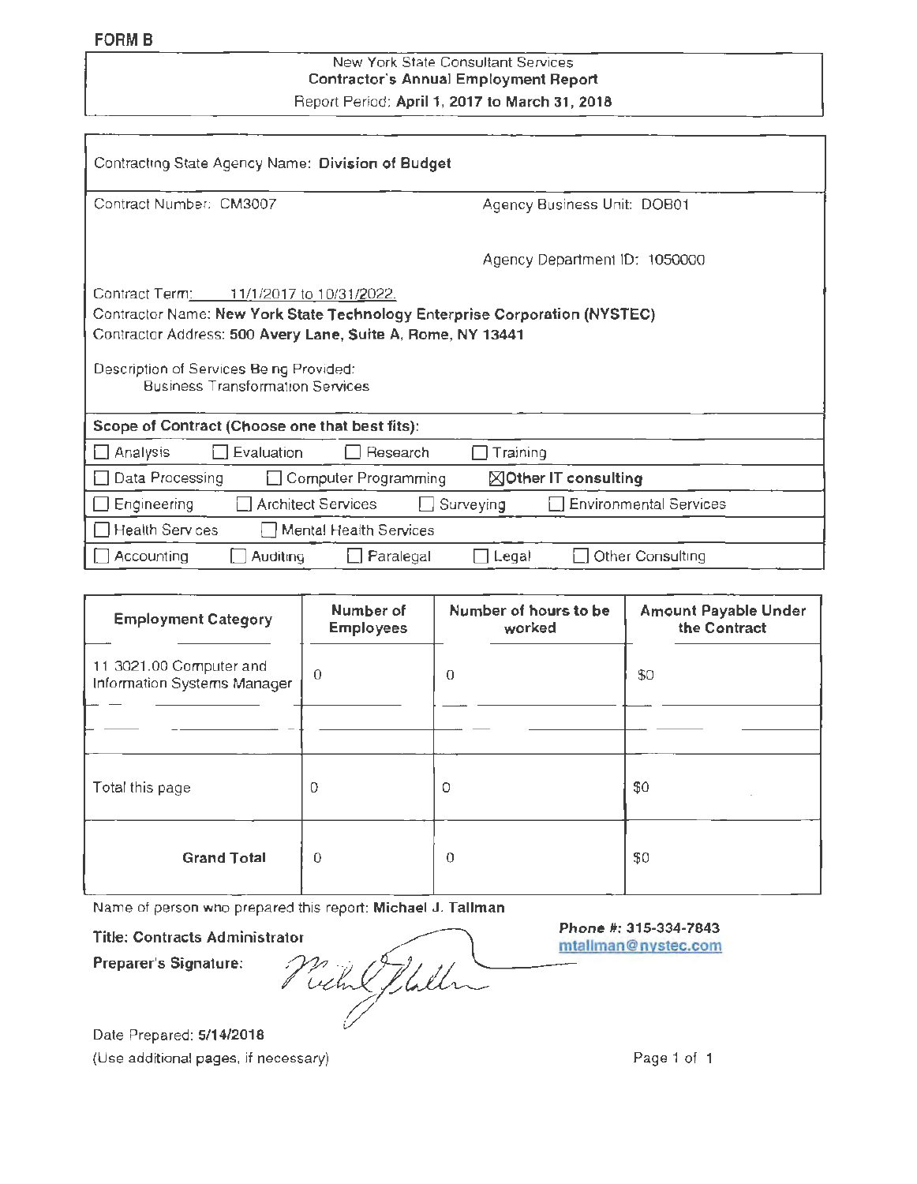**FORM B**

New York State Consultant Services
**Contractor's Annual Employment Report**
Report Period: **April 1, 2017 to March 31, 2018**

Contracting State Agency Name: **Division of Budget**

Contract Number: CM3007 Agency Business Unit: DOB01

Agency Department ID: 1050000

Contract Term: 11/1/2017 to 10/31/2022
Contractor Name: **New York State Technology Enterprise Corporation (NYSTEC)**
Contractor Address: **500 Avery Lane, Suite A, Rome, NY 13441**

Description of Services Being Provided:
Business Transformation Services

**Scope of Contract (Choose one that best fits):**

- ☐ Analysis ☐ Evaluation ☐ Research ☐ Training
- ☐ Data Processing ☐ Computer Programming ☒ **Other IT consulting**
- ☐ Engineering ☐ Architect Services ☐ Surveying ☐ Environmental Services
- ☐ Health Services ☐ Mental Health Services
- ☐ Accounting ☐ Auditing ☐ Paralegal ☐ Legal ☐ Other Consulting

| Employment Category | Number of Employees | Number of hours to be worked | Amount Payable Under the Contract |
|---|---|---|---|
| 11-3021.00 Computer and Information Systems Manager | 0 | 0 | $0 |
| | | | |
| Total this page | 0 | 0 | $0 |
| **Grand Total** | 0 | 0 | $0 |

Name of person who prepared this report: **Michael J. Tallman**

**Title: Contracts Administrator**

**Preparer's Signature:** *[signature]*

***Phone #: 315-334-7843***
**mtallman@nystec.com**

Date Prepared: **5/14/2018**
(Use additional pages, if necessary)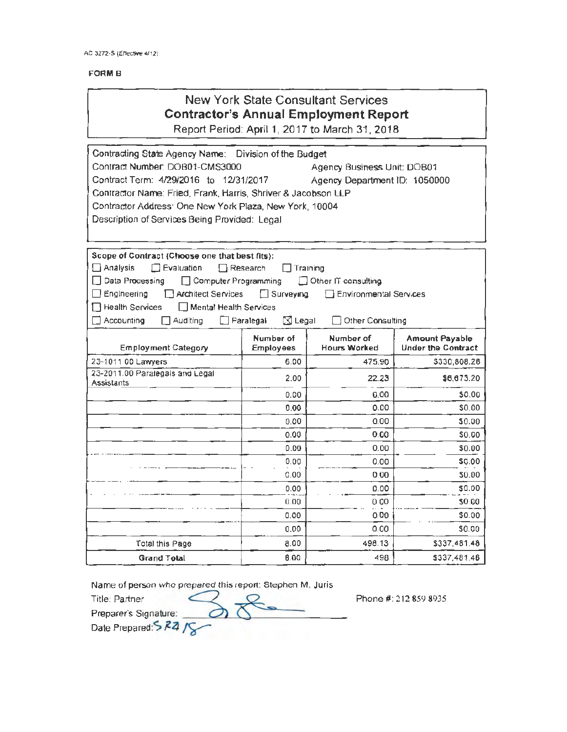AC 3272-S (Effective 4/12)

**FORM B**

## New York State Consultant Services
## Contractor's Annual Employment Report

Report Period: April 1, 2017 to March 31, 2018

Contracting State Agency Name: Division of the Budget
Contract Number: DOB01-CMS3000 Agency Business Unit: DOB01
Contract Term: 4/29/2016 to 12/31/2017 Agency Department ID: 1050000
Contractor Name: Fried, Frank, Harris, Shriver & Jacobson LLP
Contractor Address: One New York Plaza, New York, 10004
Description of Services Being Provided: Legal

**Scope of Contract (Choose one that best fits):**

☐ Analysis ☐ Evaluation ☐ Research ☐ Training
☐ Data Processing ☐ Computer Programming ☐ Other IT consulting
☐ Engineering ☐ Architect Services ☐ Surveying ☐ Environmental Services
☐ Health Services ☐ Mental Health Services
☐ Accounting ☐ Auditing ☐ Paralegal ☒ Legal ☐ Other Consulting

| Employment Category | Number of Employees | Number of Hours Worked | Amount Payable Under the Contract |
|---|---|---|---|
| 23-1011.00 Lawyers | 6.00 | 475.90 | $330,808.28 |
| 23-2011.00 Paralegals and Legal Assistants | 2.00 | 22.23 | $6,673.20 |
| | 0.00 | 0.00 | $0.00 |
| | 0.00 | 0.00 | $0.00 |
| | 0.00 | 0.00 | $0.00 |
| | 0.00 | 0.00 | $0.00 |
| | 0.00 | 0.00 | $0.00 |
| | 0.00 | 0.00 | $0.00 |
| | 0.00 | 0.00 | $0.00 |
| | 0.00 | 0.00 | $0.00 |
| | 0.00 | 0.00 | $0.00 |
| | 0.00 | 0.00 | $0.00 |
| | 0.00 | 0.00 | $0.00 |
| Total this Page | 8.00 | 498.13 | $337,481.48 |
| **Grand Total** | 8.00 | 498 | $337,481.48 |

Name of person who prepared this report: Stephen M. Juris
Title: Partner Phone #: 212 859 8935
Preparer's Signature:
Date Prepared: 5/22/18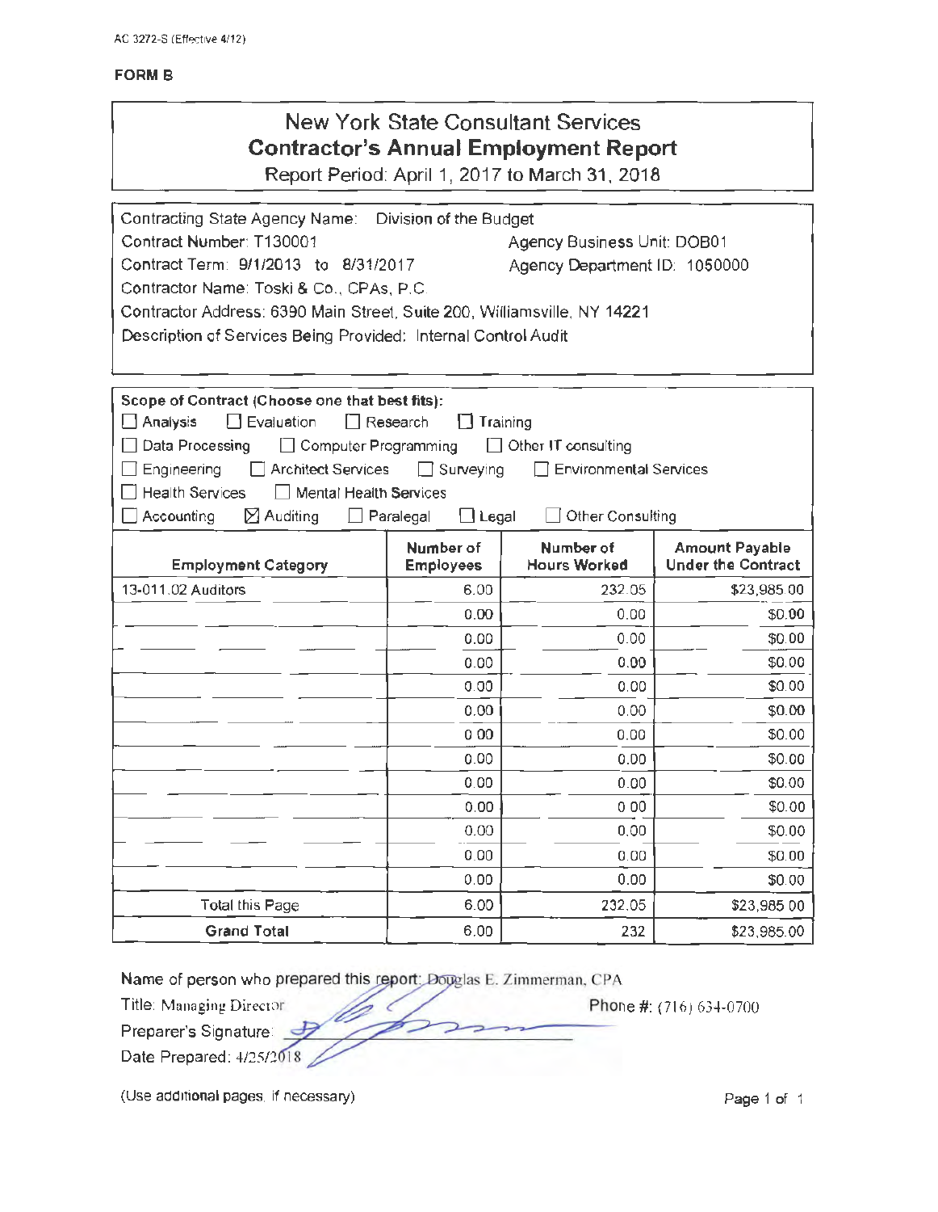AC 3272-S (Effective 4/12)

**FORM B**

# New York State Consultant Services
## Contractor's Annual Employment Report
Report Period: April 1, 2017 to March 31, 2018

Contracting State Agency Name: Division of the Budget
Contract Number: T130001 Agency Business Unit: DOB01
Contract Term: 9/1/2013 to 8/31/2017 Agency Department ID: 1050000
Contractor Name: Toski & Co., CPAs, P.C.
Contractor Address: 6390 Main Street, Suite 200, Williamsville, NY 14221
Description of Services Being Provided: Internal Control Audit

**Scope of Contract (Choose one that best fits):**

☐ Analysis ☐ Evaluation ☐ Research ☐ Training
☐ Data Processing ☐ Computer Programming ☐ Other IT consulting
☐ Engineering ☐ Architect Services ☐ Surveying ☐ Environmental Services
☐ Health Services ☐ Mental Health Services
☐ Accounting ☒ Auditing ☐ Paralegal ☐ Legal ☐ Other Consulting

| Employment Category | Number of Employees | Number of Hours Worked | Amount Payable Under the Contract |
|---|---|---|---|
| 13-011.02 Auditors | 6.00 | 232.05 | $23,985.00 |
| | 0.00 | 0.00 | $0.00 |
| | 0.00 | 0.00 | $0.00 |
| | 0.00 | 0.00 | $0.00 |
| | 0.00 | 0.00 | $0.00 |
| | 0.00 | 0.00 | $0.00 |
| | 0.00 | 0.00 | $0.00 |
| | 0.00 | 0.00 | $0.00 |
| | 0.00 | 0.00 | $0.00 |
| | 0.00 | 0.00 | $0.00 |
| | 0.00 | 0.00 | $0.00 |
| | 0.00 | 0.00 | $0.00 |
| | 0.00 | 0.00 | $0.00 |
| Total this Page | 6.00 | 232.05 | $23,985.00 |
| **Grand Total** | 6.00 | 232 | $23,985.00 |

Name of person who prepared this report: Douglas E. Zimmerman, CPA
Title: Managing Director Phone #: (716) 634-0700
Preparer's Signature:
Date Prepared: 4/25/2018

(Use additional pages, if necessary)